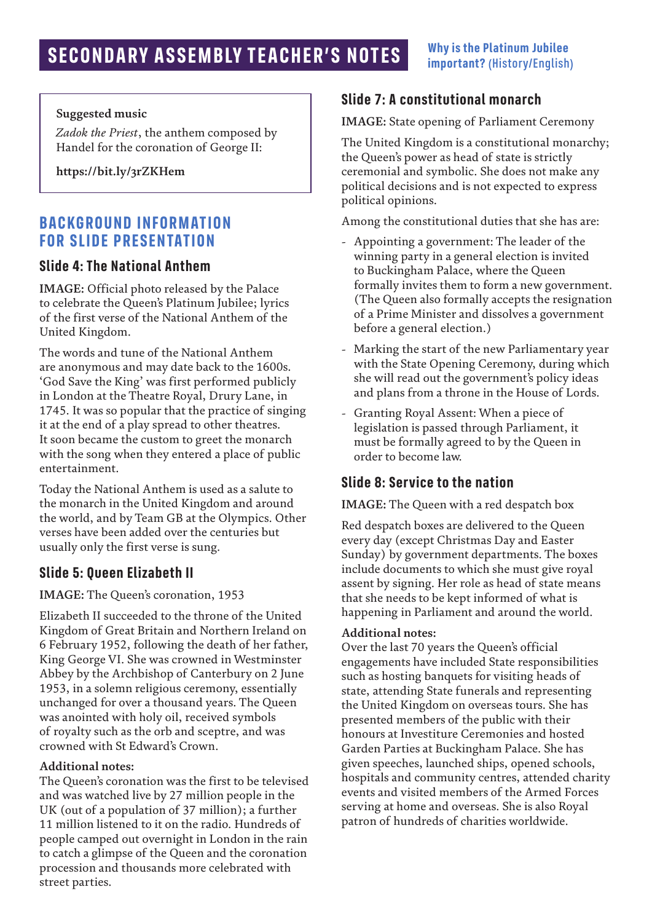# SECONDARY ASSEMBLY TEACHER'S NOTES

**Why is the Platinum Jubilee important?** (History/English)

**Suggested music**

*Zadok the Priest*, the anthem composed by Handel for the coronation of George II:

**https://bit.ly/3rZKHem**

## BACKGROUND INFORMATION FOR SLIDE PRESENTATION

### Slide 4: The National Anthem

**IMAGE:** Official photo released by the Palace to celebrate the Queen's Platinum Jubilee; lyrics of the first verse of the National Anthem of the United Kingdom.

The words and tune of the National Anthem are anonymous and may date back to the 1600s. 'God Save the King' was first performed publicly in London at the Theatre Royal, Drury Lane, in 1745. It was so popular that the practice of singing it at the end of a play spread to other theatres. It soon became the custom to greet the monarch with the song when they entered a place of public entertainment.

Today the National Anthem is used as a salute to the monarch in the United Kingdom and around the world, and by Team GB at the Olympics. Other verses have been added over the centuries but usually only the first verse is sung.

### Slide 5: Queen Elizabeth II

**IMAGE:** The Queen's coronation, 1953

Elizabeth II succeeded to the throne of the United Kingdom of Great Britain and Northern Ireland on 6 February 1952, following the death of her father, King George VI. She was crowned in Westminster Abbey by the Archbishop of Canterbury on 2 June 1953, in a solemn religious ceremony, essentially unchanged for over a thousand years. The Queen was anointed with holy oil, received symbols of royalty such as the orb and sceptre, and was crowned with St Edward's Crown.

**Additional notes:**
The Queen's coronation was the first to be televised and was watched live by 27 million people in the UK (out of a population of 37 million); a further 11 million listened to it on the radio. Hundreds of people camped out overnight in London in the rain to catch a glimpse of the Queen and the coronation procession and thousands more celebrated with street parties.

### Slide 7: A constitutional monarch

**IMAGE:** State opening of Parliament Ceremony

The United Kingdom is a constitutional monarchy; the Queen's power as head of state is strictly ceremonial and symbolic. She does not make any political decisions and is not expected to express political opinions.

Among the constitutional duties that she has are:

- Appointing a government: The leader of the winning party in a general election is invited to Buckingham Palace, where the Queen formally invites them to form a new government. (The Queen also formally accepts the resignation of a Prime Minister and dissolves a government before a general election.)
- Marking the start of the new Parliamentary year with the State Opening Ceremony, during which she will read out the government's policy ideas and plans from a throne in the House of Lords.
- Granting Royal Assent: When a piece of legislation is passed through Parliament, it must be formally agreed to by the Queen in order to become law.

### Slide 8: Service to the nation

**IMAGE:** The Queen with a red despatch box

Red despatch boxes are delivered to the Queen every day (except Christmas Day and Easter Sunday) by government departments. The boxes include documents to which she must give royal assent by signing. Her role as head of state means that she needs to be kept informed of what is happening in Parliament and around the world.

**Additional notes:**
Over the last 70 years the Queen's official engagements have included State responsibilities such as hosting banquets for visiting heads of state, attending State funerals and representing the United Kingdom on overseas tours. She has presented members of the public with their honours at Investiture Ceremonies and hosted Garden Parties at Buckingham Palace. She has given speeches, launched ships, opened schools, hospitals and community centres, attended charity events and visited members of the Armed Forces serving at home and overseas. She is also Royal patron of hundreds of charities worldwide.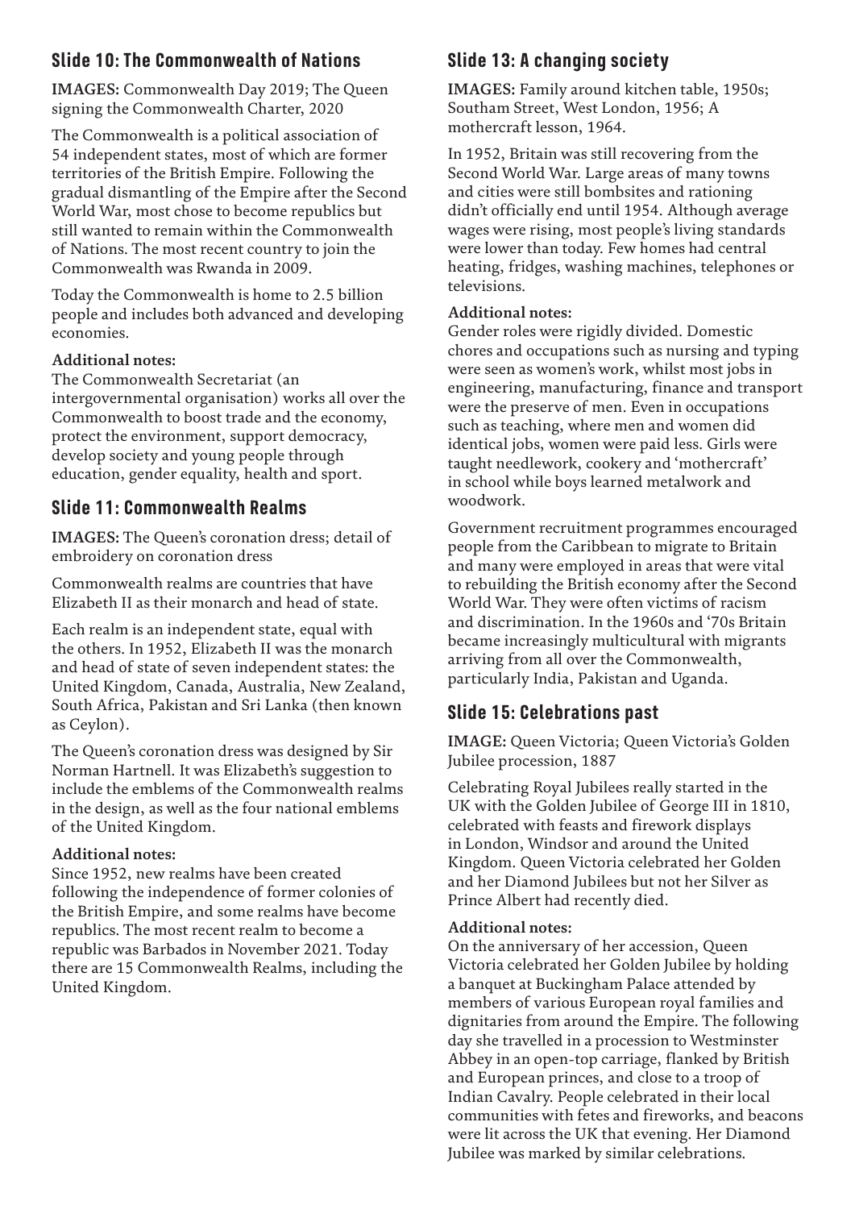## Slide 10: The Commonwealth of Nations

**IMAGES:** Commonwealth Day 2019; The Queen signing the Commonwealth Charter, 2020

The Commonwealth is a political association of 54 independent states, most of which are former territories of the British Empire. Following the gradual dismantling of the Empire after the Second World War, most chose to become republics but still wanted to remain within the Commonwealth of Nations. The most recent country to join the Commonwealth was Rwanda in 2009.

Today the Commonwealth is home to 2.5 billion people and includes both advanced and developing economies.

**Additional notes:**
The Commonwealth Secretariat (an intergovernmental organisation) works all over the Commonwealth to boost trade and the economy, protect the environment, support democracy, develop society and young people through education, gender equality, health and sport.

## Slide 11: Commonwealth Realms

**IMAGES:** The Queen's coronation dress; detail of embroidery on coronation dress

Commonwealth realms are countries that have Elizabeth II as their monarch and head of state.

Each realm is an independent state, equal with the others. In 1952, Elizabeth II was the monarch and head of state of seven independent states: the United Kingdom, Canada, Australia, New Zealand, South Africa, Pakistan and Sri Lanka (then known as Ceylon).

The Queen's coronation dress was designed by Sir Norman Hartnell. It was Elizabeth's suggestion to include the emblems of the Commonwealth realms in the design, as well as the four national emblems of the United Kingdom.

**Additional notes:**
Since 1952, new realms have been created following the independence of former colonies of the British Empire, and some realms have become republics. The most recent realm to become a republic was Barbados in November 2021. Today there are 15 Commonwealth Realms, including the United Kingdom.

## Slide 13: A changing society

**IMAGES:** Family around kitchen table, 1950s; Southam Street, West London, 1956; A mothercraft lesson, 1964.

In 1952, Britain was still recovering from the Second World War. Large areas of many towns and cities were still bombsites and rationing didn't officially end until 1954. Although average wages were rising, most people's living standards were lower than today. Few homes had central heating, fridges, washing machines, telephones or televisions.

**Additional notes:**
Gender roles were rigidly divided. Domestic chores and occupations such as nursing and typing were seen as women's work, whilst most jobs in engineering, manufacturing, finance and transport were the preserve of men. Even in occupations such as teaching, where men and women did identical jobs, women were paid less. Girls were taught needlework, cookery and 'mothercraft' in school while boys learned metalwork and woodwork.

Government recruitment programmes encouraged people from the Caribbean to migrate to Britain and many were employed in areas that were vital to rebuilding the British economy after the Second World War. They were often victims of racism and discrimination. In the 1960s and '70s Britain became increasingly multicultural with migrants arriving from all over the Commonwealth, particularly India, Pakistan and Uganda.

## Slide 15: Celebrations past

**IMAGE:** Queen Victoria; Queen Victoria's Golden Jubilee procession, 1887

Celebrating Royal Jubilees really started in the UK with the Golden Jubilee of George III in 1810, celebrated with feasts and firework displays in London, Windsor and around the United Kingdom. Queen Victoria celebrated her Golden and her Diamond Jubilees but not her Silver as Prince Albert had recently died.

**Additional notes:**
On the anniversary of her accession, Queen Victoria celebrated her Golden Jubilee by holding a banquet at Buckingham Palace attended by members of various European royal families and dignitaries from around the Empire. The following day she travelled in a procession to Westminster Abbey in an open-top carriage, flanked by British and European princes, and close to a troop of Indian Cavalry. People celebrated in their local communities with fetes and fireworks, and beacons were lit across the UK that evening. Her Diamond Jubilee was marked by similar celebrations.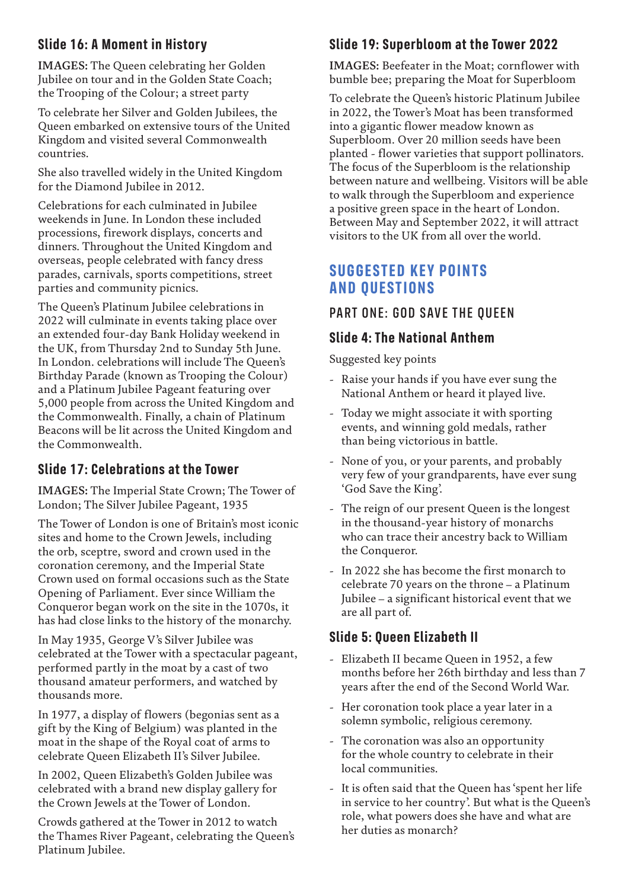### Slide 16: A Moment in History

**IMAGES:** The Queen celebrating her Golden Jubilee on tour and in the Golden State Coach; the Trooping of the Colour; a street party

To celebrate her Silver and Golden Jubilees, the Queen embarked on extensive tours of the United Kingdom and visited several Commonwealth countries.

She also travelled widely in the United Kingdom for the Diamond Jubilee in 2012.

Celebrations for each culminated in Jubilee weekends in June. In London these included processions, firework displays, concerts and dinners. Throughout the United Kingdom and overseas, people celebrated with fancy dress parades, carnivals, sports competitions, street parties and community picnics.

The Queen's Platinum Jubilee celebrations in 2022 will culminate in events taking place over an extended four-day Bank Holiday weekend in the UK, from Thursday 2nd to Sunday 5th June. In London. celebrations will include The Queen's Birthday Parade (known as Trooping the Colour) and a Platinum Jubilee Pageant featuring over 5,000 people from across the United Kingdom and the Commonwealth. Finally, a chain of Platinum Beacons will be lit across the United Kingdom and the Commonwealth.

### Slide 17: Celebrations at the Tower

**IMAGES:** The Imperial State Crown; The Tower of London; The Silver Jubilee Pageant, 1935

The Tower of London is one of Britain's most iconic sites and home to the Crown Jewels, including the orb, sceptre, sword and crown used in the coronation ceremony, and the Imperial State Crown used on formal occasions such as the State Opening of Parliament. Ever since William the Conqueror began work on the site in the 1070s, it has had close links to the history of the monarchy.

In May 1935, George V's Silver Jubilee was celebrated at the Tower with a spectacular pageant, performed partly in the moat by a cast of two thousand amateur performers, and watched by thousands more.

In 1977, a display of flowers (begonias sent as a gift by the King of Belgium) was planted in the moat in the shape of the Royal coat of arms to celebrate Queen Elizabeth II's Silver Jubilee.

In 2002, Queen Elizabeth's Golden Jubilee was celebrated with a brand new display gallery for the Crown Jewels at the Tower of London.

Crowds gathered at the Tower in 2012 to watch the Thames River Pageant, celebrating the Queen's Platinum Jubilee.

### Slide 19: Superbloom at the Tower 2022

**IMAGES:** Beefeater in the Moat; cornflower with bumble bee; preparing the Moat for Superbloom

To celebrate the Queen's historic Platinum Jubilee in 2022, the Tower's Moat has been transformed into a gigantic flower meadow known as Superbloom. Over 20 million seeds have been planted - flower varieties that support pollinators. The focus of the Superbloom is the relationship between nature and wellbeing. Visitors will be able to walk through the Superbloom and experience a positive green space in the heart of London. Between May and September 2022, it will attract visitors to the UK from all over the world.

## SUGGESTED KEY POINTS AND QUESTIONS

### PART ONE: GOD SAVE THE QUEEN

### Slide 4: The National Anthem

Suggested key points

- Raise your hands if you have ever sung the National Anthem or heard it played live.
- Today we might associate it with sporting events, and winning gold medals, rather than being victorious in battle.
- None of you, or your parents, and probably very few of your grandparents, have ever sung 'God Save the King'.
- The reign of our present Queen is the longest in the thousand-year history of monarchs who can trace their ancestry back to William the Conqueror.
- In 2022 she has become the first monarch to celebrate 70 years on the throne – a Platinum Jubilee – a significant historical event that we are all part of.

### Slide 5: Queen Elizabeth II

- Elizabeth II became Queen in 1952, a few months before her 26th birthday and less than 7 years after the end of the Second World War.
- Her coronation took place a year later in a solemn symbolic, religious ceremony.
- The coronation was also an opportunity for the whole country to celebrate in their local communities.
- It is often said that the Queen has 'spent her life in service to her country'. But what is the Queen's role, what powers does she have and what are her duties as monarch?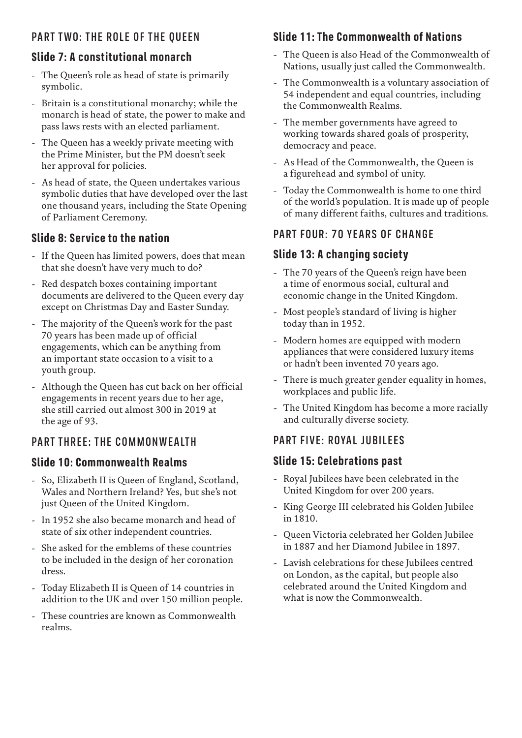## PART TWO: THE ROLE OF THE QUEEN

### Slide 7: A constitutional monarch

- The Queen's role as head of state is primarily symbolic.
- Britain is a constitutional monarchy; while the monarch is head of state, the power to make and pass laws rests with an elected parliament.
- The Queen has a weekly private meeting with the Prime Minister, but the PM doesn't seek her approval for policies.
- As head of state, the Queen undertakes various symbolic duties that have developed over the last one thousand years, including the State Opening of Parliament Ceremony.

### Slide 8: Service to the nation

- If the Queen has limited powers, does that mean that she doesn't have very much to do?
- Red despatch boxes containing important documents are delivered to the Queen every day except on Christmas Day and Easter Sunday.
- The majority of the Queen's work for the past 70 years has been made up of official engagements, which can be anything from an important state occasion to a visit to a youth group.
- Although the Queen has cut back on her official engagements in recent years due to her age, she still carried out almost 300 in 2019 at the age of 93.

## PART THREE: THE COMMONWEALTH

### Slide 10: Commonwealth Realms

- So, Elizabeth II is Queen of England, Scotland, Wales and Northern Ireland? Yes, but she's not just Queen of the United Kingdom.
- In 1952 she also became monarch and head of state of six other independent countries.
- She asked for the emblems of these countries to be included in the design of her coronation dress.
- Today Elizabeth II is Queen of 14 countries in addition to the UK and over 150 million people.
- These countries are known as Commonwealth realms.

### Slide 11: The Commonwealth of Nations

- The Queen is also Head of the Commonwealth of Nations, usually just called the Commonwealth.
- The Commonwealth is a voluntary association of 54 independent and equal countries, including the Commonwealth Realms.
- The member governments have agreed to working towards shared goals of prosperity, democracy and peace.
- As Head of the Commonwealth, the Queen is a figurehead and symbol of unity.
- Today the Commonwealth is home to one third of the world's population. It is made up of people of many different faiths, cultures and traditions.

## PART FOUR: 70 YEARS OF CHANGE

### Slide 13: A changing society

- The 70 years of the Queen's reign have been a time of enormous social, cultural and economic change in the United Kingdom.
- Most people's standard of living is higher today than in 1952.
- Modern homes are equipped with modern appliances that were considered luxury items or hadn't been invented 70 years ago.
- There is much greater gender equality in homes, workplaces and public life.
- The United Kingdom has become a more racially and culturally diverse society.

## PART FIVE: ROYAL JUBILEES

### Slide 15: Celebrations past

- Royal Jubilees have been celebrated in the United Kingdom for over 200 years.
- King George III celebrated his Golden Jubilee in 1810.
- Queen Victoria celebrated her Golden Jubilee in 1887 and her Diamond Jubilee in 1897.
- Lavish celebrations for these Jubilees centred on London, as the capital, but people also celebrated around the United Kingdom and what is now the Commonwealth.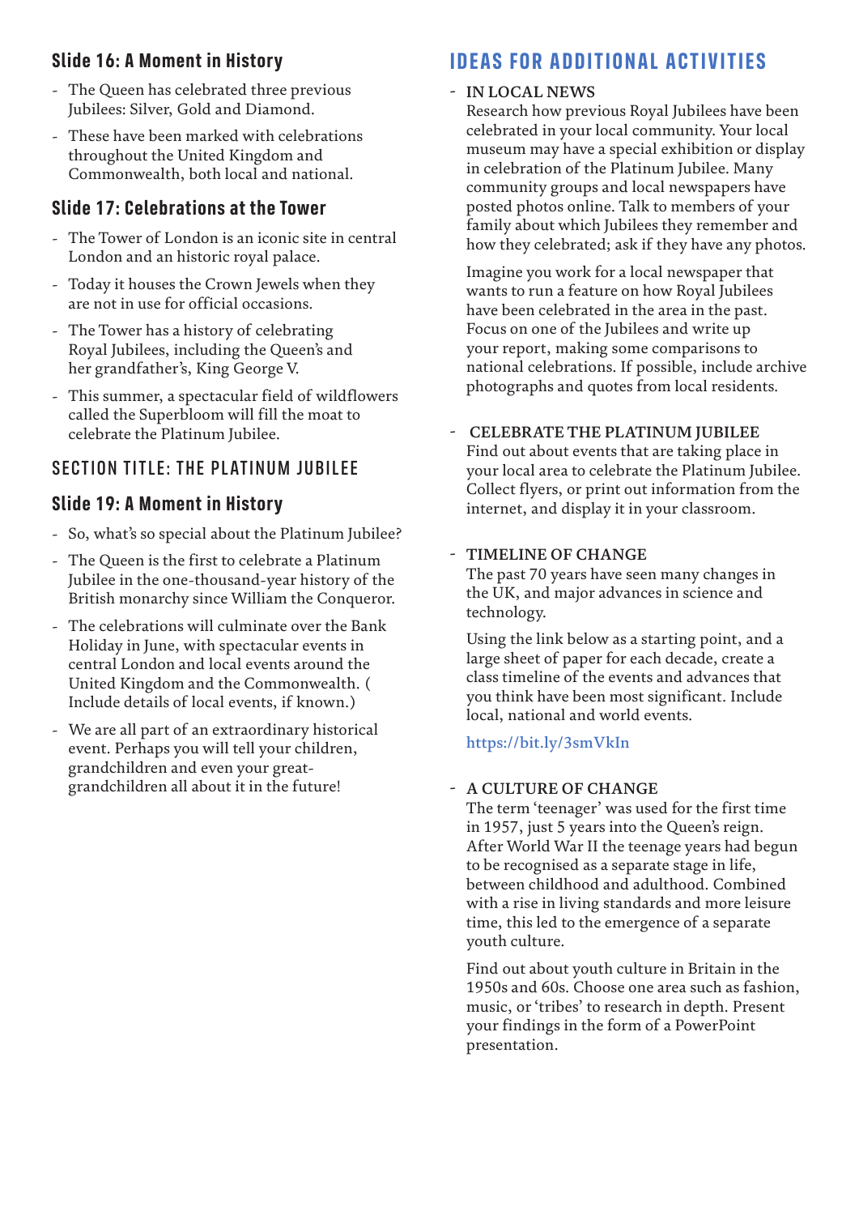## Slide 16: A Moment in History

- The Queen has celebrated three previous Jubilees: Silver, Gold and Diamond.
- These have been marked with celebrations throughout the United Kingdom and Commonwealth, both local and national.

## Slide 17: Celebrations at the Tower

- The Tower of London is an iconic site in central London and an historic royal palace.
- Today it houses the Crown Jewels when they are not in use for official occasions.
- The Tower has a history of celebrating Royal Jubilees, including the Queen's and her grandfather's, King George V.
- This summer, a spectacular field of wildflowers called the Superbloom will fill the moat to celebrate the Platinum Jubilee.

## SECTION TITLE: THE PLATINUM JUBILEE

## Slide 19: A Moment in History

- So, what's so special about the Platinum Jubilee?
- The Queen is the first to celebrate a Platinum Jubilee in the one-thousand-year history of the British monarchy since William the Conqueror.
- The celebrations will culminate over the Bank Holiday in June, with spectacular events in central London and local events around the United Kingdom and the Commonwealth. ( Include details of local events, if known.)
- We are all part of an extraordinary historical event. Perhaps you will tell your children, grandchildren and even your great-grandchildren all about it in the future!

# IDEAS FOR ADDITIONAL ACTIVITIES

- **IN LOCAL NEWS**

  Research how previous Royal Jubilees have been celebrated in your local community. Your local museum may have a special exhibition or display in celebration of the Platinum Jubilee. Many community groups and local newspapers have posted photos online. Talk to members of your family about which Jubilees they remember and how they celebrated; ask if they have any photos.

  Imagine you work for a local newspaper that wants to run a feature on how Royal Jubilees have been celebrated in the area in the past. Focus on one of the Jubilees and write up your report, making some comparisons to national celebrations. If possible, include archive photographs and quotes from local residents.

- **CELEBRATE THE PLATINUM JUBILEE**

  Find out about events that are taking place in your local area to celebrate the Platinum Jubilee. Collect flyers, or print out information from the internet, and display it in your classroom.

- **TIMELINE OF CHANGE**

  The past 70 years have seen many changes in the UK, and major advances in science and technology.

  Using the link below as a starting point, and a large sheet of paper for each decade, create a class timeline of the events and advances that you think have been most significant. Include local, national and world events.

  https://bit.ly/3smVkIn

- **A CULTURE OF CHANGE**

  The term 'teenager' was used for the first time in 1957, just 5 years into the Queen's reign. After World War II the teenage years had begun to be recognised as a separate stage in life, between childhood and adulthood. Combined with a rise in living standards and more leisure time, this led to the emergence of a separate youth culture.

  Find out about youth culture in Britain in the 1950s and 60s. Choose one area such as fashion, music, or 'tribes' to research in depth. Present your findings in the form of a PowerPoint presentation.